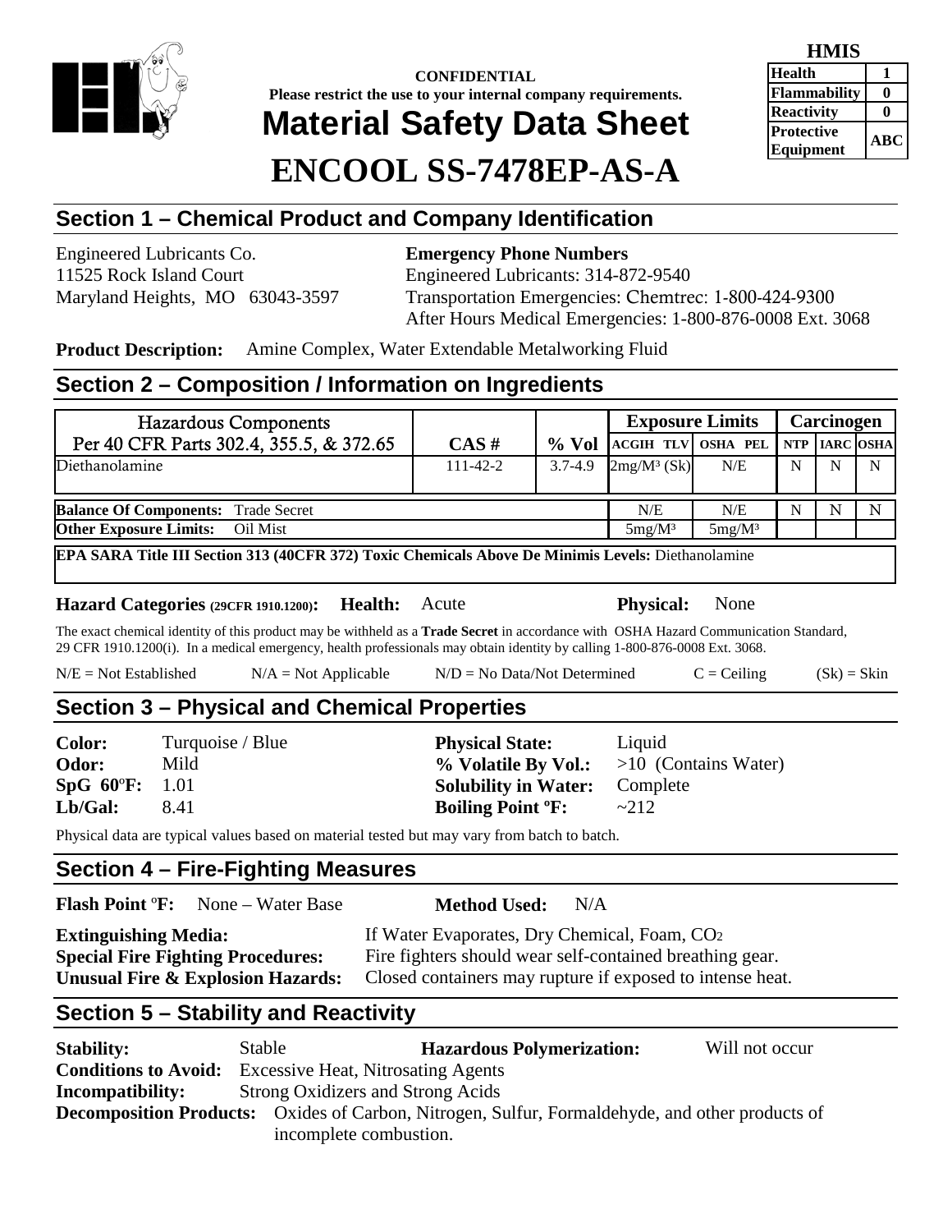**CONFIDENTIAL**
**Please restrict the use to your internal company requirements.**

# Material Safety Data Sheet

# ENCOOL SS-7478EP-AS-A

| HMIS | |
|---|---|
| Health | 1 |
| Flammability | 0 |
| Reactivity | 0 |
| Protective Equipment | ABC |

## Section 1 – Chemical Product and Company Identification

Engineered Lubricants Co.
11525 Rock Island Court
Maryland Heights, MO 63043-3597

**Emergency Phone Numbers**
Engineered Lubricants: 314-872-9540
Transportation Emergencies: Chemtrec: 1-800-424-9300
After Hours Medical Emergencies: 1-800-876-0008 Ext. 3068

**Product Description:** Amine Complex, Water Extendable Metalworking Fluid

## Section 2 – Composition / Information on Ingredients

| Hazardous Components Per 40 CFR Parts 302.4, 355.5, & 372.65 | CAS # | % Vol | Exposure Limits | | Carcinogen | | |
|---|---|---|---|---|---|---|---|
| | | | ACGIH TLV | OSHA PEL | NTP | IARC | OSHA |
| Diethanolamine | 111-42-2 | 3.7-4.9 | 2mg/M³ (Sk) | N/E | N | N | N |
| **Balance Of Components:** Trade Secret | | | N/E | N/E | N | N | N |
| **Other Exposure Limits:** Oil Mist | | | 5mg/M³ | 5mg/M³ | | | |

**EPA SARA Title III Section 313 (40CFR 372) Toxic Chemicals Above De Minimis Levels:** Diethanolamine

**Hazard Categories (29CFR 1910.1200): Health:** Acute **Physical:** None

The exact chemical identity of this product may be withheld as a **Trade Secret** in accordance with OSHA Hazard Communication Standard, 29 CFR 1910.1200(i). In a medical emergency, health professionals may obtain identity by calling 1-800-876-0008 Ext. 3068.

N/E = Not Established  N/A = Not Applicable  N/D = No Data/Not Determined  C = Ceiling  (Sk) = Skin

## Section 3 – Physical and Chemical Properties

**Color:** Turquoise / Blue
**Odor:** Mild
**SpG 60°F:** 1.01
**Lb/Gal:** 8.41

**Physical State:** Liquid
**% Volatile By Vol.:** >10 (Contains Water)
**Solubility in Water:** Complete
**Boiling Point °F:** ~212

Physical data are typical values based on material tested but may vary from batch to batch.

## Section 4 – Fire-Fighting Measures

**Flash Point °F:** None – Water Base  **Method Used:** N/A

**Extinguishing Media:** If Water Evaporates, Dry Chemical, Foam, $CO_2$
**Special Fire Fighting Procedures:** Fire fighters should wear self-contained breathing gear.
**Unusual Fire & Explosion Hazards:** Closed containers may rupture if exposed to intense heat.

## Section 5 – Stability and Reactivity

**Stability:** Stable  **Hazardous Polymerization:** Will not occur
**Conditions to Avoid:** Excessive Heat, Nitrosating Agents
**Incompatibility:** Strong Oxidizers and Strong Acids
**Decomposition Products:** Oxides of Carbon, Nitrogen, Sulfur, Formaldehyde, and other products of incomplete combustion.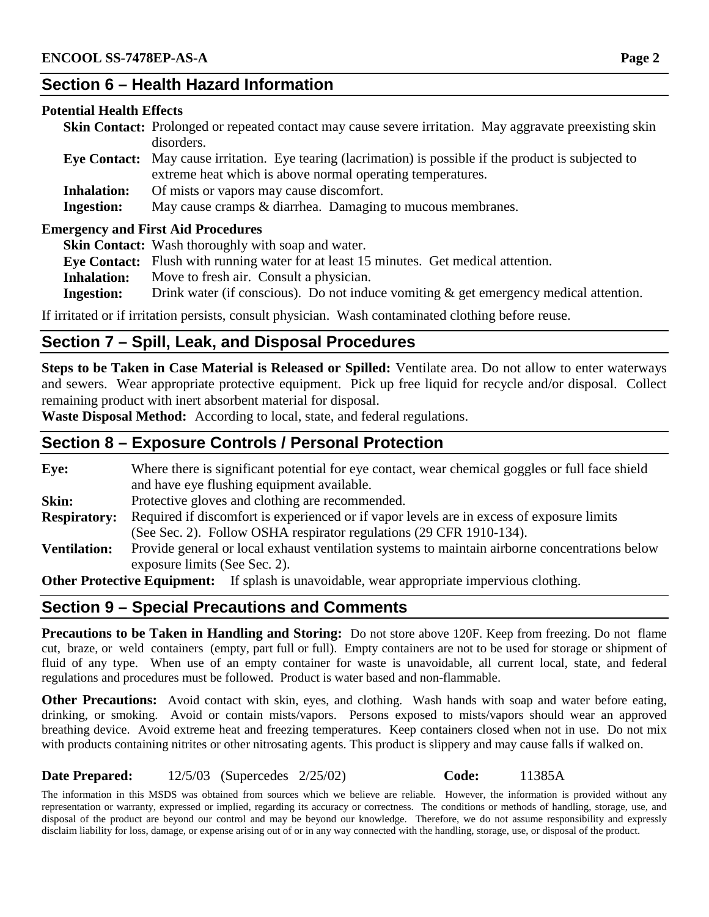## Section 6 – Health Hazard Information

**Potential Health Effects**

**Skin Contact:** Prolonged or repeated contact may cause severe irritation. May aggravate preexisting skin disorders.
**Eye Contact:** May cause irritation. Eye tearing (lacrimation) is possible if the product is subjected to extreme heat which is above normal operating temperatures.
**Inhalation:** Of mists or vapors may cause discomfort.
**Ingestion:** May cause cramps & diarrhea. Damaging to mucous membranes.

**Emergency and First Aid Procedures**

**Skin Contact:** Wash thoroughly with soap and water.
**Eye Contact:** Flush with running water for at least 15 minutes. Get medical attention.
**Inhalation:** Move to fresh air. Consult a physician.
**Ingestion:** Drink water (if conscious). Do not induce vomiting & get emergency medical attention.

If irritated or if irritation persists, consult physician. Wash contaminated clothing before reuse.

## Section 7 – Spill, Leak, and Disposal Procedures

**Steps to be Taken in Case Material is Released or Spilled:** Ventilate area. Do not allow to enter waterways and sewers. Wear appropriate protective equipment. Pick up free liquid for recycle and/or disposal. Collect remaining product with inert absorbent material for disposal.
**Waste Disposal Method:** According to local, state, and federal regulations.

## Section 8 – Exposure Controls / Personal Protection

**Eye:** Where there is significant potential for eye contact, wear chemical goggles or full face shield and have eye flushing equipment available.
**Skin:** Protective gloves and clothing are recommended.
**Respiratory:** Required if discomfort is experienced or if vapor levels are in excess of exposure limits (See Sec. 2). Follow OSHA respirator regulations (29 CFR 1910-134).
**Ventilation:** Provide general or local exhaust ventilation systems to maintain airborne concentrations below exposure limits (See Sec. 2).
**Other Protective Equipment:** If splash is unavoidable, wear appropriate impervious clothing.

## Section 9 – Special Precautions and Comments

**Precautions to be Taken in Handling and Storing:** Do not store above 120F. Keep from freezing. Do not flame cut, braze, or weld containers (empty, part full or full). Empty containers are not to be used for storage or shipment of fluid of any type. When use of an empty container for waste is unavoidable, all current local, state, and federal regulations and procedures must be followed. Product is water based and non-flammable.

**Other Precautions:** Avoid contact with skin, eyes, and clothing. Wash hands with soap and water before eating, drinking, or smoking. Avoid or contain mists/vapors. Persons exposed to mists/vapors should wear an approved breathing device. Avoid extreme heat and freezing temperatures. Keep containers closed when not in use. Do not mix with products containing nitrites or other nitrosating agents. This product is slippery and may cause falls if walked on.

**Date Prepared:** 12/5/03 (Supercedes 2/25/02) **Code:** 11385A

The information in this MSDS was obtained from sources which we believe are reliable. However, the information is provided without any representation or warranty, expressed or implied, regarding its accuracy or correctness. The conditions or methods of handling, storage, use, and disposal of the product are beyond our control and may be beyond our knowledge. Therefore, we do not assume responsibility and expressly disclaim liability for loss, damage, or expense arising out of or in any way connected with the handling, storage, use, or disposal of the product.